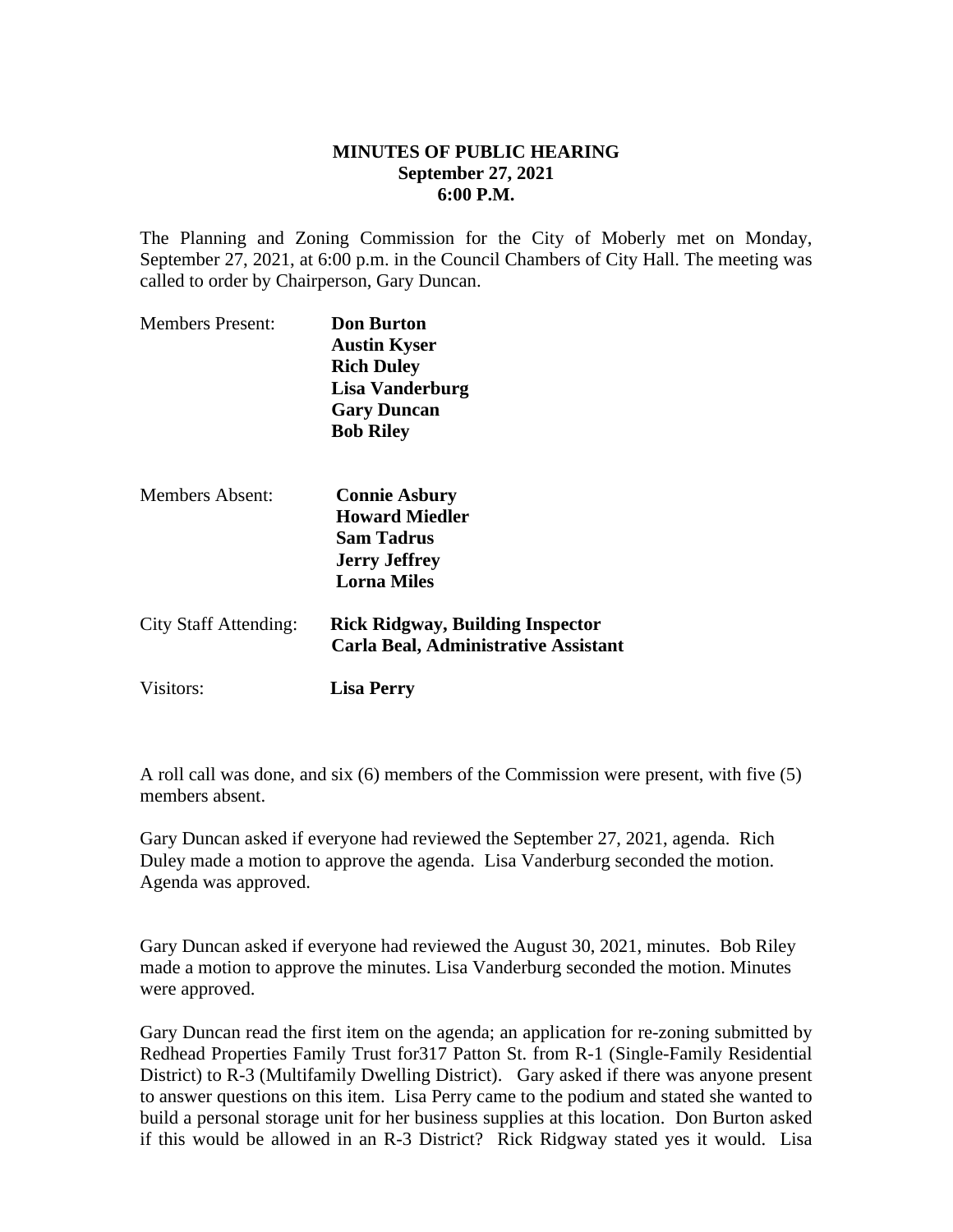**MINUTES OF PUBLIC HEARING**
**September 27, 2021**
**6:00 P.M.**

The Planning and Zoning Commission for the City of Moberly met on Monday, September 27, 2021, at 6:00 p.m. in the Council Chambers of City Hall. The meeting was called to order by Chairperson, Gary Duncan.

| | |
|---|---|
| Members Present: | **Don Burton** |
| | **Austin Kyser** |
| | **Rich Duley** |
| | **Lisa Vanderburg** |
| | **Gary Duncan** |
| | **Bob Riley** |
| Members Absent: | **Connie Asbury** |
| | **Howard Miedler** |
| | **Sam Tadrus** |
| | **Jerry Jeffrey** |
| | **Lorna Miles** |
| City Staff Attending: | **Rick Ridgway, Building Inspector** |
| | **Carla Beal, Administrative Assistant** |
| Visitors: | **Lisa Perry** |

A roll call was done, and six (6) members of the Commission were present, with five (5) members absent.

Gary Duncan asked if everyone had reviewed the September 27, 2021, agenda. Rich Duley made a motion to approve the agenda. Lisa Vanderburg seconded the motion. Agenda was approved.

Gary Duncan asked if everyone had reviewed the August 30, 2021, minutes. Bob Riley made a motion to approve the minutes. Lisa Vanderburg seconded the motion. Minutes were approved.

Gary Duncan read the first item on the agenda; an application for re-zoning submitted by Redhead Properties Family Trust for317 Patton St. from R-1 (Single-Family Residential District) to R-3 (Multifamily Dwelling District). Gary asked if there was anyone present to answer questions on this item. Lisa Perry came to the podium and stated she wanted to build a personal storage unit for her business supplies at this location. Don Burton asked if this would be allowed in an R-3 District? Rick Ridgway stated yes it would. Lisa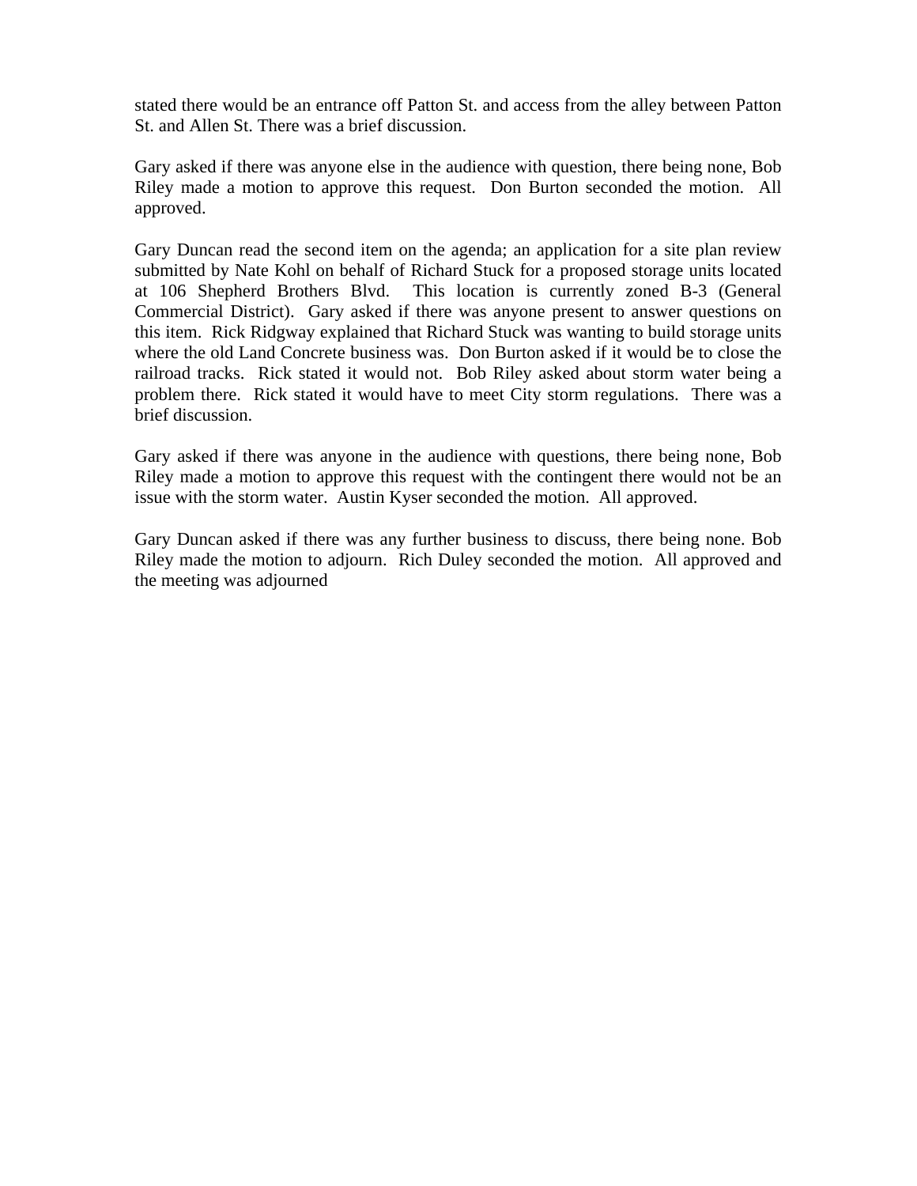stated there would be an entrance off Patton St. and access from the alley between Patton St. and Allen St. There was a brief discussion.

Gary asked if there was anyone else in the audience with question, there being none, Bob Riley made a motion to approve this request. Don Burton seconded the motion. All approved.

Gary Duncan read the second item on the agenda; an application for a site plan review submitted by Nate Kohl on behalf of Richard Stuck for a proposed storage units located at 106 Shepherd Brothers Blvd. This location is currently zoned B-3 (General Commercial District). Gary asked if there was anyone present to answer questions on this item. Rick Ridgway explained that Richard Stuck was wanting to build storage units where the old Land Concrete business was. Don Burton asked if it would be to close the railroad tracks. Rick stated it would not. Bob Riley asked about storm water being a problem there. Rick stated it would have to meet City storm regulations. There was a brief discussion.

Gary asked if there was anyone in the audience with questions, there being none, Bob Riley made a motion to approve this request with the contingent there would not be an issue with the storm water. Austin Kyser seconded the motion. All approved.

Gary Duncan asked if there was any further business to discuss, there being none. Bob Riley made the motion to adjourn. Rich Duley seconded the motion. All approved and the meeting was adjourned